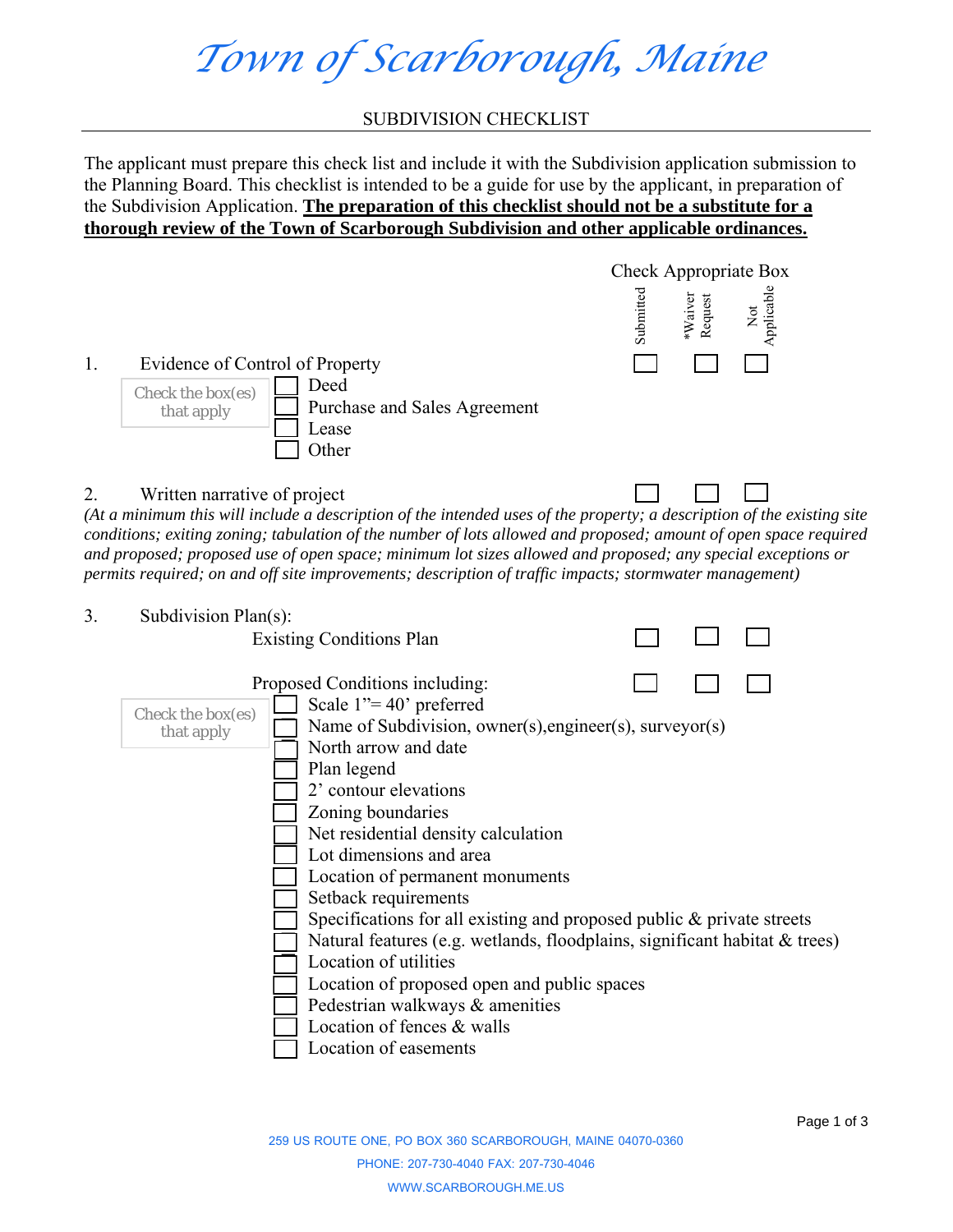# Town of Scarborough, Maine

## SUBDIVISION CHECKLIST

The applicant must prepare this check list and include it with the Subdivision application submission to the Planning Board. This checklist is intended to be a guide for use by the applicant, in preparation of the Subdivision Application. **The preparation of this checklist should not be a substitute for a thorough review of the Town of Scarborough Subdivision and other applicable ordinances.**

Check Appropriate Box

| | Submitted | *Waiver Request | Not Applicable |
|---|---|---|---|
| 1. Evidence of Control of Property | ☐ | ☐ | ☐ |
| 2. Written narrative of project | ☐ | ☐ | ☐ |
| 3. Subdivision Plan(s): Existing Conditions Plan | ☐ | ☐ | ☐ |
| Proposed Conditions including: | ☐ | ☐ | ☐ |

1. Evidence of Control of Property

   Check the box(es) that apply

   - ☐ Deed
   - ☐ Purchase and Sales Agreement
   - ☐ Lease
   - ☐ Other

2. Written narrative of project

   *(At a minimum this will include a description of the intended uses of the property; a description of the existing site conditions; exiting zoning; tabulation of the number of lots allowed and proposed; amount of open space required and proposed; proposed use of open space; minimum lot sizes allowed and proposed; any special exceptions or permits required; on and off site improvements; description of traffic impacts; stormwater management)*

3. Subdivision Plan(s):

   Existing Conditions Plan

   Proposed Conditions including:

   Check the box(es) that apply

   - ☐ Scale 1”= 40’ preferred
   - ☐ Name of Subdivision, owner(s),engineer(s), surveyor(s)
   - ☐ North arrow and date
   - ☐ Plan legend
   - ☐ 2’ contour elevations
   - ☐ Zoning boundaries
   - ☐ Net residential density calculation
   - ☐ Lot dimensions and area
   - ☐ Location of permanent monuments
   - ☐ Setback requirements
   - ☐ Specifications for all existing and proposed public & private streets
   - ☐ Natural features (e.g. wetlands, floodplains, significant habitat & trees)
   - ☐ Location of utilities
   - ☐ Location of proposed open and public spaces
   - ☐ Pedestrian walkways & amenities
   - ☐ Location of fences & walls
   - ☐ Location of easements

259 US ROUTE ONE, PO BOX 360 SCARBOROUGH, MAINE 04070-0360
PHONE: 207-730-4040 FAX: 207-730-4046
WWW.SCARBOROUGH.ME.US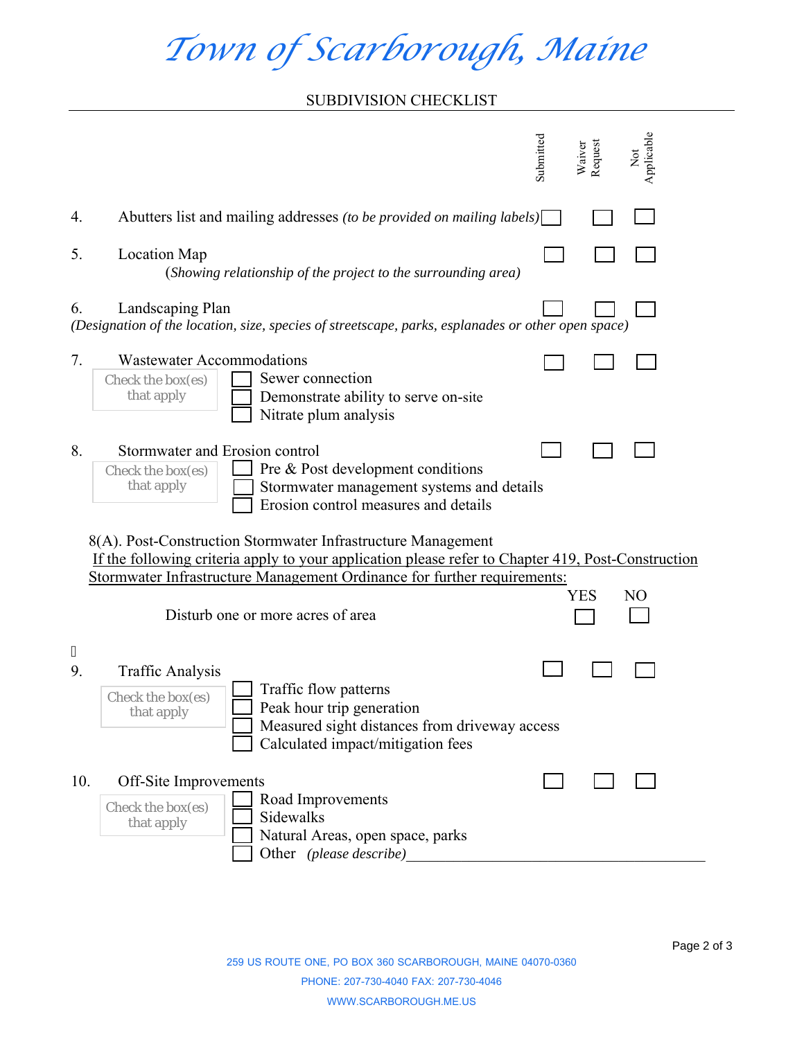# Town of Scarborough, Maine

## SUBDIVISION CHECKLIST

| | | Submitted | Waiver Request | Not Applicable |
|---|---|---|---|---|
| 4. | Abutters list and mailing addresses *(to be provided on mailing labels)* | ☐ | ☐ | ☐ |
| 5. | Location Map *(Showing relationship of the project to the surrounding area)* | ☐ | ☐ | ☐ |
| 6. | Landscaping Plan *(Designation of the location, size, species of streetscape, parks, esplanades or other open space)* | ☐ | ☐ | ☐ |
| 7. | Wastewater Accommodations | ☐ | ☐ | ☐ |
| 8. | Stormwater and Erosion control | ☐ | ☐ | ☐ |
| 9. | Traffic Analysis | ☐ | ☐ | ☐ |
| 10. | Off-Site Improvements | ☐ | ☐ | ☐ |

**7. Wastewater Accommodations** — Check the box(es) that apply:

- ☐ Sewer connection
- ☐ Demonstrate ability to serve on-site
- ☐ Nitrate plum analysis

**8. Stormwater and Erosion control** — Check the box(es) that apply:

- ☐ Pre & Post development conditions
- ☐ Stormwater management systems and details
- ☐ Erosion control measures and details

8(A). Post-Construction Stormwater Infrastructure Management

<u>If the following criteria apply to your application please refer to Chapter 419, Post-Construction Stormwater Infrastructure Management Ordinance for further requirements:</u>

| | YES | NO |
|---|---|---|
| Disturb one or more acres of area | ☐ | ☐ |

**9. Traffic Analysis** — Check the box(es) that apply:

- ☐ Traffic flow patterns
- ☐ Peak hour trip generation
- ☐ Measured sight distances from driveway access
- ☐ Calculated impact/mitigation fees

**10. Off-Site Improvements** — Check the box(es) that apply:

- ☐ Road Improvements
- ☐ Sidewalks
- ☐ Natural Areas, open space, parks
- ☐ Other *(please describe)*\_\_\_\_\_\_\_\_\_\_\_\_\_\_\_\_\_\_\_\_\_\_\_\_\_\_\_\_\_\_\_\_\_\_\_\_\_\_

259 US ROUTE ONE, PO BOX 360 SCARBOROUGH, MAINE 04070-0360
PHONE: 207-730-4040 FAX: 207-730-4046
WWW.SCARBOROUGH.ME.US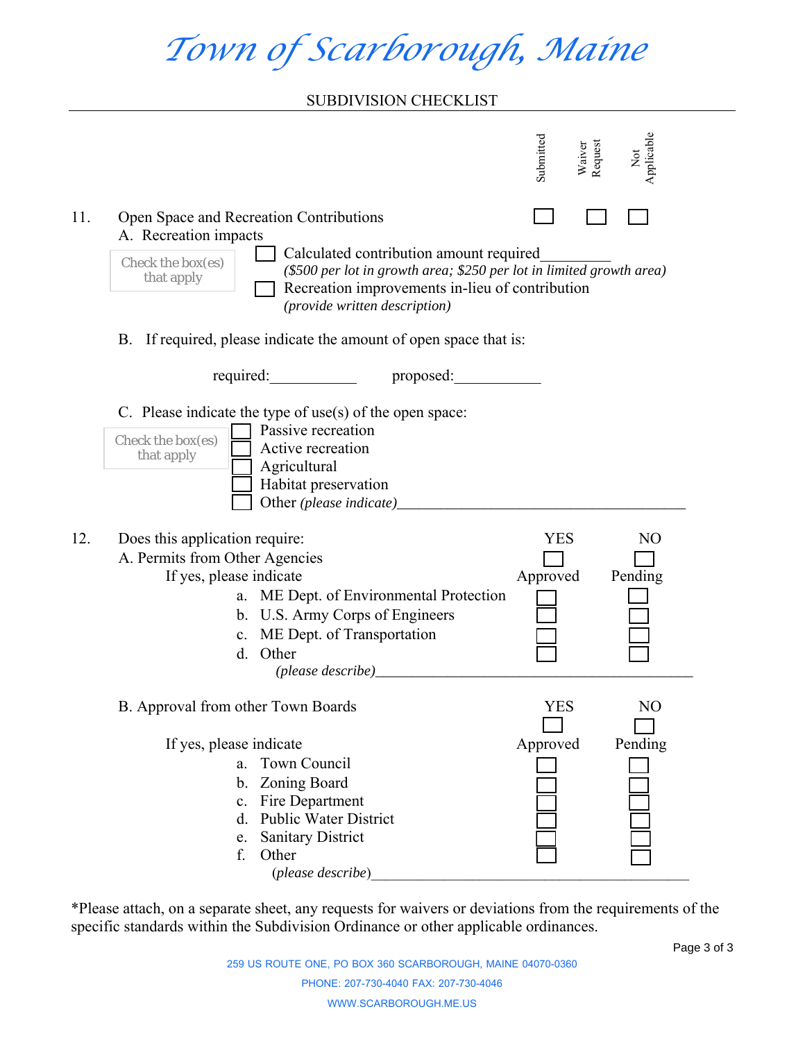# Town of Scarborough, Maine

SUBDIVISION CHECKLIST

| | | Submitted | Waiver Request | Not Applicable |
|---|---|---|---|---|
| 11. | Open Space and Recreation Contributions | ☐ | ☐ | ☐ |

A. Recreation impacts

Check the box(es) that apply

- ☐ Calculated contribution amount required_________
  *($500 per lot in growth area; $250 per lot in limited growth area)*
- ☐ Recreation improvements in-lieu of contribution
  *(provide written description)*

B. If required, please indicate the amount of open space that is:

required:___________ proposed:___________

C. Please indicate the type of use(s) of the open space:

Check the box(es) that apply

- ☐ Passive recreation
- ☐ Active recreation
- ☐ Agricultural
- ☐ Habitat preservation
- ☐ Other *(please indicate)*_____________________________________

12. Does this application require:

| A. Permits from Other Agencies | YES ☐ | NO ☐ |
|---|---|---|
| If yes, please indicate | Approved | Pending |
| a. ME Dept. of Environmental Protection | ☐ | ☐ |
| b. U.S. Army Corps of Engineers | ☐ | ☐ |
| c. ME Dept. of Transportation | ☐ | ☐ |
| d. Other | ☐ | ☐ |

*(please describe)*__________________________________________

| B. Approval from other Town Boards | YES ☐ | NO ☐ |
|---|---|---|
| If yes, please indicate | Approved | Pending |
| a. Town Council | ☐ | ☐ |
| b. Zoning Board | ☐ | ☐ |
| c. Fire Department | ☐ | ☐ |
| d. Public Water District | ☐ | ☐ |
| e. Sanitary District | ☐ | ☐ |
| f. Other | ☐ | ☐ |

(*please describe*)__________________________________________

*Please attach, on a separate sheet, any requests for waivers or deviations from the requirements of the specific standards within the Subdivision Ordinance or other applicable ordinances.

259 US ROUTE ONE, PO BOX 360 SCARBOROUGH, MAINE 04070-0360

PHONE: 207-730-4040 FAX: 207-730-4046

WWW.SCARBOROUGH.ME.US